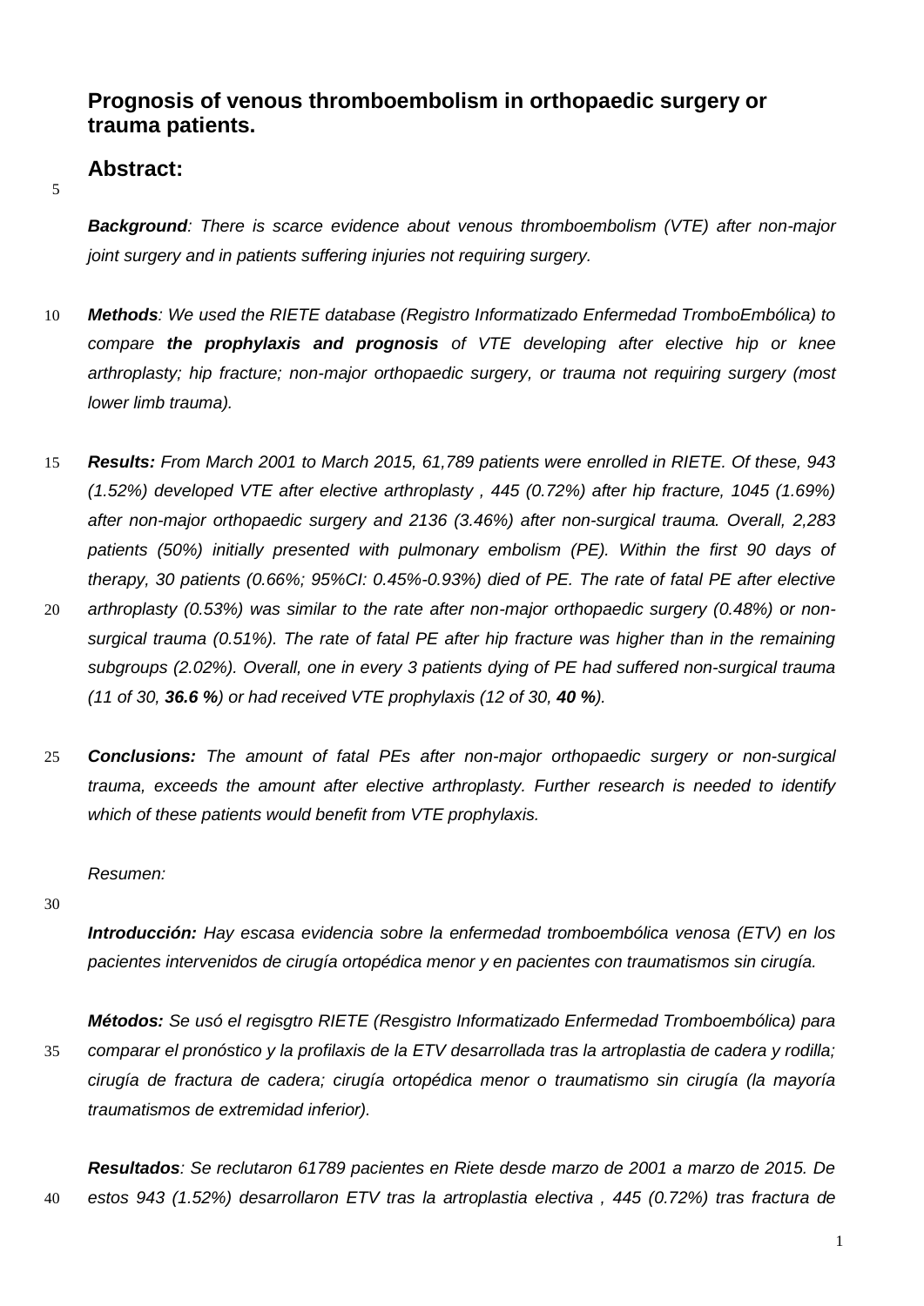# Prognosis of venous thromboembolism in orthopaedic surgery or trauma patients.

## Abstract:

***Background**: There is scarce evidence about venous thromboembolism (VTE) after non-major joint surgery and in patients suffering injuries not requiring surgery.*

***Methods**: We used the RIETE database (Registro Informatizado Enfermedad TromboEmbólica) to compare **the prophylaxis and prognosis** of VTE developing after elective hip or knee arthroplasty; hip fracture; non-major orthopaedic surgery, or trauma not requiring surgery (most lower limb trauma).*

***Results:** From March 2001 to March 2015, 61,789 patients were enrolled in RIETE. Of these, 943 (1.52%) developed VTE after elective arthroplasty , 445 (0.72%) after hip fracture, 1045 (1.69%) after non-major orthopaedic surgery and 2136 (3.46%) after non-surgical trauma. Overall, 2,283 patients (50%) initially presented with pulmonary embolism (PE). Within the first 90 days of therapy, 30 patients (0.66%; 95%CI: 0.45%-0.93%) died of PE. The rate of fatal PE after elective arthroplasty (0.53%) was similar to the rate after non-major orthopaedic surgery (0.48%) or non-surgical trauma (0.51%). The rate of fatal PE after hip fracture was higher than in the remaining subgroups (2.02%). Overall, one in every 3 patients dying of PE had suffered non-surgical trauma (11 of 30, **36.6 %**) or had received VTE prophylaxis (12 of 30, **40 %**).*

***Conclusions:** The amount of fatal PEs after non-major orthopaedic surgery or non-surgical trauma, exceeds the amount after elective arthroplasty. Further research is needed to identify which of these patients would benefit from VTE prophylaxis.*

*Resumen:*

***Introducción:** Hay escasa evidencia sobre la enfermedad tromboembólica venosa (ETV) en los pacientes intervenidos de cirugía ortopédica menor y en pacientes con traumatismos sin cirugía.*

***Métodos:** Se usó el regisgtro RIETE (Resgistro Informatizado Enfermedad Tromboembólica) para comparar el pronóstico y la profilaxis de la ETV desarrollada tras la artroplastia de cadera y rodilla; cirugía de fractura de cadera; cirugía ortopédica menor o traumatismo sin cirugía (la mayoría traumatismos de extremidad inferior).*

***Resultados**: Se reclutaron 61789 pacientes en Riete desde marzo de 2001 a marzo de 2015. De estos 943 (1.52%) desarrollaron ETV tras la artroplastia electiva , 445 (0.72%) tras fractura de*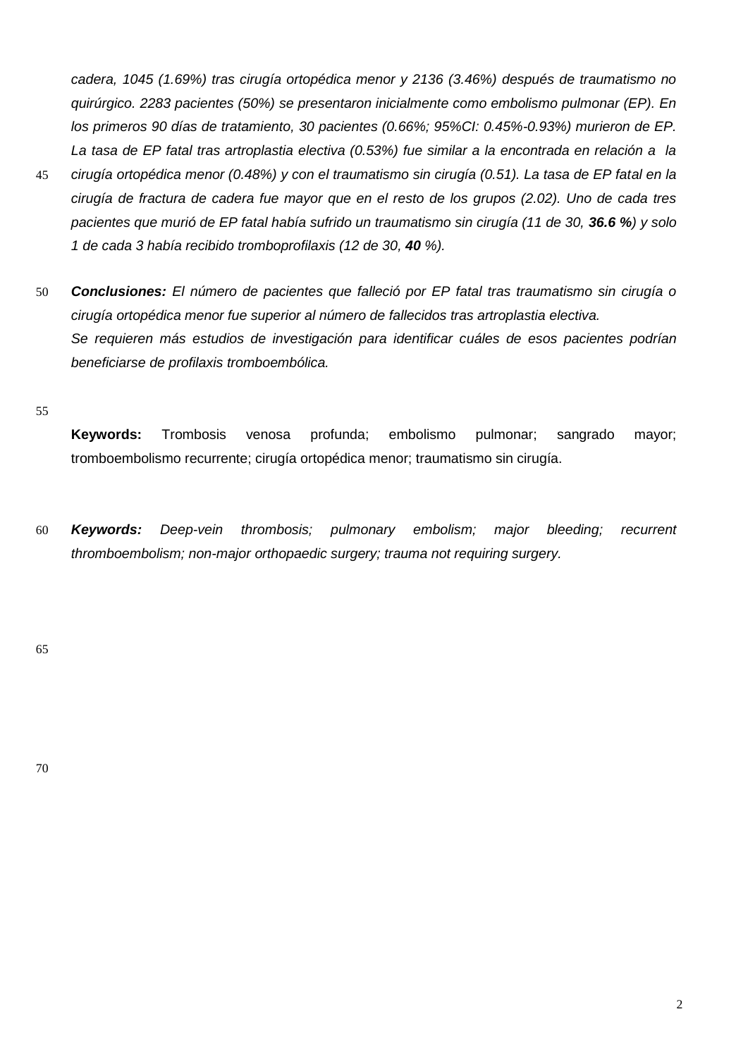*cadera, 1045 (1.69%) tras cirugía ortopédica menor y 2136 (3.46%) después de traumatismo no quirúrgico. 2283 pacientes (50%) se presentaron inicialmente como embolismo pulmonar (EP). En los primeros 90 días de tratamiento, 30 pacientes (0.66%; 95%CI: 0.45%-0.93%) murieron de EP. La tasa de EP fatal tras artroplastia electiva (0.53%) fue similar a la encontrada en relación a la cirugía ortopédica menor (0.48%) y con el traumatismo sin cirugía (0.51). La tasa de EP fatal en la cirugía de fractura de cadera fue mayor que en el resto de los grupos (2.02). Uno de cada tres pacientes que murió de EP fatal había sufrido un traumatismo sin cirugía (11 de 30, **36.6 %**) y solo 1 de cada 3 había recibido tromboprofilaxis (12 de 30, **40** %).*

***Conclusiones:** El número de pacientes que falleció por EP fatal tras traumatismo sin cirugía o cirugía ortopédica menor fue superior al número de fallecidos tras artroplastia electiva. Se requieren más estudios de investigación para identificar cuáles de esos pacientes podrían beneficiarse de profilaxis tromboembólica.*

**Keywords:** Trombosis venosa profunda; embolismo pulmonar; sangrado mayor; tromboembolismo recurrente; cirugía ortopédica menor; traumatismo sin cirugía.

***Keywords:** Deep-vein thrombosis; pulmonary embolism; major bleeding; recurrent thromboembolism; non-major orthopaedic surgery; trauma not requiring surgery.*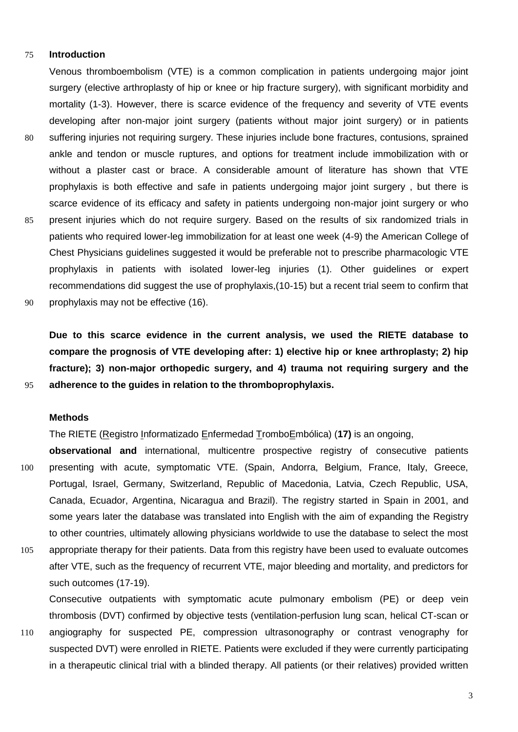## Introduction

Venous thromboembolism (VTE) is a common complication in patients undergoing major joint surgery (elective arthroplasty of hip or knee or hip fracture surgery), with significant morbidity and mortality (1-3). However, there is scarce evidence of the frequency and severity of VTE events developing after non-major joint surgery (patients without major joint surgery) or in patients suffering injuries not requiring surgery. These injuries include bone fractures, contusions, sprained ankle and tendon or muscle ruptures, and options for treatment include immobilization with or without a plaster cast or brace. A considerable amount of literature has shown that VTE prophylaxis is both effective and safe in patients undergoing major joint surgery , but there is scarce evidence of its efficacy and safety in patients undergoing non-major joint surgery or who present injuries which do not require surgery. Based on the results of six randomized trials in patients who required lower-leg immobilization for at least one week (4-9) the American College of Chest Physicians guidelines suggested it would be preferable not to prescribe pharmacologic VTE prophylaxis in patients with isolated lower-leg injuries (1). Other guidelines or expert recommendations did suggest the use of prophylaxis,(10-15) but a recent trial seem to confirm that prophylaxis may not be effective (16).

**Due to this scarce evidence in the current analysis, we used the RIETE database to compare the prognosis of VTE developing after: 1) elective hip or knee arthroplasty; 2) hip fracture); 3) non-major orthopedic surgery, and 4) trauma not requiring surgery and the adherence to the guides in relation to the thromboprophylaxis.**

## Methods

The RIETE (Registro Informatizado Enfermedad TromboEmbólica) (**17)** is an ongoing, **observational and** international, multicentre prospective registry of consecutive patients presenting with acute, symptomatic VTE. (Spain, Andorra, Belgium, France, Italy, Greece, Portugal, Israel, Germany, Switzerland, Republic of Macedonia, Latvia, Czech Republic, USA, Canada, Ecuador, Argentina, Nicaragua and Brazil). The registry started in Spain in 2001, and some years later the database was translated into English with the aim of expanding the Registry to other countries, ultimately allowing physicians worldwide to use the database to select the most appropriate therapy for their patients. Data from this registry have been used to evaluate outcomes after VTE, such as the frequency of recurrent VTE, major bleeding and mortality, and predictors for such outcomes (17-19).

Consecutive outpatients with symptomatic acute pulmonary embolism (PE) or deep vein thrombosis (DVT) confirmed by objective tests (ventilation-perfusion lung scan, helical CT-scan or angiography for suspected PE, compression ultrasonography or contrast venography for suspected DVT) were enrolled in RIETE. Patients were excluded if they were currently participating in a therapeutic clinical trial with a blinded therapy. All patients (or their relatives) provided written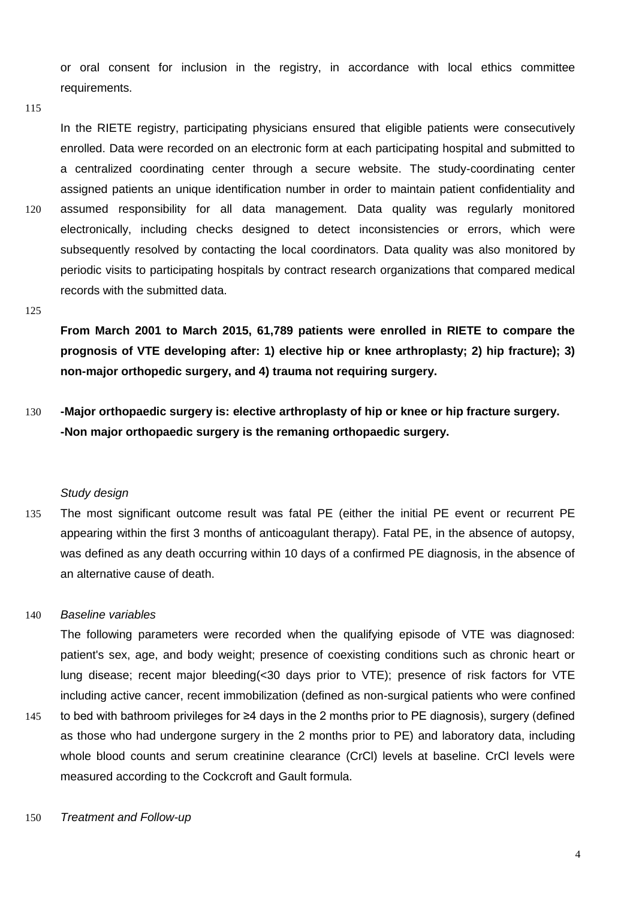or oral consent for inclusion in the registry, in accordance with local ethics committee requirements.

In the RIETE registry, participating physicians ensured that eligible patients were consecutively enrolled. Data were recorded on an electronic form at each participating hospital and submitted to a centralized coordinating center through a secure website. The study-coordinating center assigned patients an unique identification number in order to maintain patient confidentiality and assumed responsibility for all data management. Data quality was regularly monitored electronically, including checks designed to detect inconsistencies or errors, which were subsequently resolved by contacting the local coordinators. Data quality was also monitored by periodic visits to participating hospitals by contract research organizations that compared medical records with the submitted data.

**From March 2001 to March 2015, 61,789 patients were enrolled in RIETE to compare the prognosis of VTE developing after: 1) elective hip or knee arthroplasty; 2) hip fracture); 3) non-major orthopedic surgery, and 4) trauma not requiring surgery.**

**-Major orthopaedic surgery is: elective arthroplasty of hip or knee or hip fracture surgery.**
**-Non major orthopaedic surgery is the remaning orthopaedic surgery.**

*Study design*

The most significant outcome result was fatal PE (either the initial PE event or recurrent PE appearing within the first 3 months of anticoagulant therapy). Fatal PE, in the absence of autopsy, was defined as any death occurring within 10 days of a confirmed PE diagnosis, in the absence of an alternative cause of death.

*Baseline variables*

The following parameters were recorded when the qualifying episode of VTE was diagnosed: patient's sex, age, and body weight; presence of coexisting conditions such as chronic heart or lung disease; recent major bleeding(<30 days prior to VTE); presence of risk factors for VTE including active cancer, recent immobilization (defined as non-surgical patients who were confined to bed with bathroom privileges for ≥4 days in the 2 months prior to PE diagnosis), surgery (defined as those who had undergone surgery in the 2 months prior to PE) and laboratory data, including whole blood counts and serum creatinine clearance (CrCl) levels at baseline. CrCl levels were measured according to the Cockcroft and Gault formula.

*Treatment and Follow-up*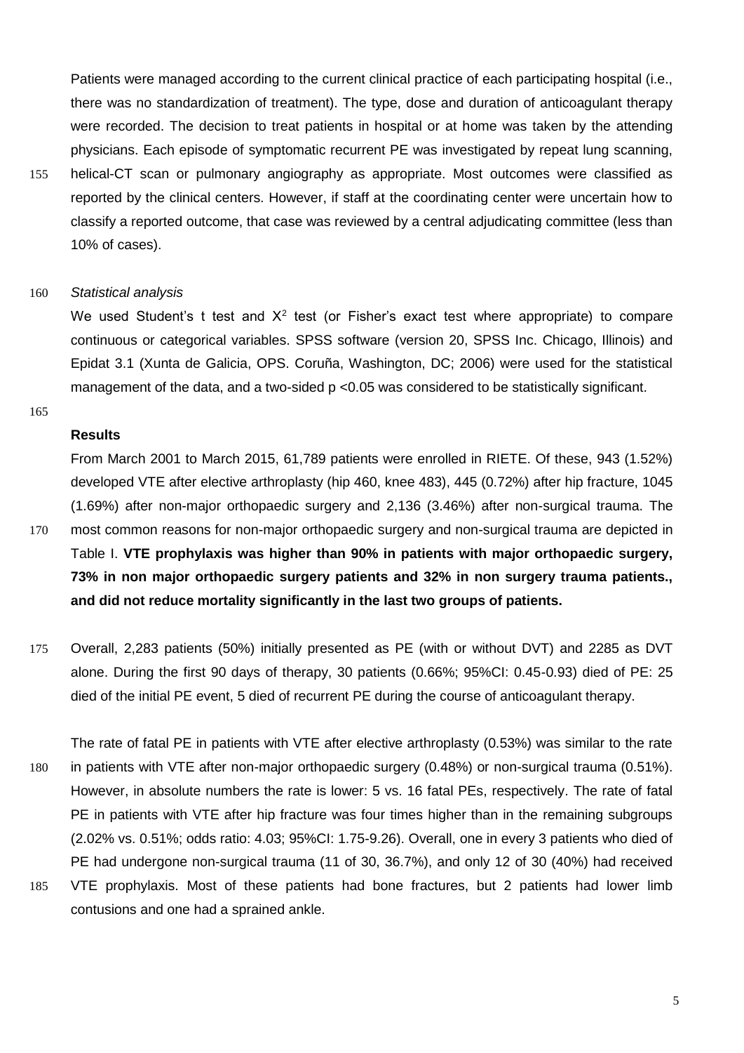Patients were managed according to the current clinical practice of each participating hospital (i.e., there was no standardization of treatment). The type, dose and duration of anticoagulant therapy were recorded. The decision to treat patients in hospital or at home was taken by the attending physicians. Each episode of symptomatic recurrent PE was investigated by repeat lung scanning, helical-CT scan or pulmonary angiography as appropriate. Most outcomes were classified as reported by the clinical centers. However, if staff at the coordinating center were uncertain how to classify a reported outcome, that case was reviewed by a central adjudicating committee (less than 10% of cases).

*Statistical analysis*

We used Student's t test and $X^2$ test (or Fisher's exact test where appropriate) to compare continuous or categorical variables. SPSS software (version 20, SPSS Inc. Chicago, Illinois) and Epidat 3.1 (Xunta de Galicia, OPS. Coruña, Washington, DC; 2006) were used for the statistical management of the data, and a two-sided p <0.05 was considered to be statistically significant.

**Results**

From March 2001 to March 2015, 61,789 patients were enrolled in RIETE. Of these, 943 (1.52%) developed VTE after elective arthroplasty (hip 460, knee 483), 445 (0.72%) after hip fracture, 1045 (1.69%) after non-major orthopaedic surgery and 2,136 (3.46%) after non-surgical trauma. The most common reasons for non-major orthopaedic surgery and non-surgical trauma are depicted in Table I. **VTE prophylaxis was higher than 90% in patients with major orthopaedic surgery, 73% in non major orthopaedic surgery patients and 32% in non surgery trauma patients., and did not reduce mortality significantly in the last two groups of patients.**

Overall, 2,283 patients (50%) initially presented as PE (with or without DVT) and 2285 as DVT alone. During the first 90 days of therapy, 30 patients (0.66%; 95%CI: 0.45-0.93) died of PE: 25 died of the initial PE event, 5 died of recurrent PE during the course of anticoagulant therapy.

The rate of fatal PE in patients with VTE after elective arthroplasty (0.53%) was similar to the rate in patients with VTE after non-major orthopaedic surgery (0.48%) or non-surgical trauma (0.51%). However, in absolute numbers the rate is lower: 5 vs. 16 fatal PEs, respectively. The rate of fatal PE in patients with VTE after hip fracture was four times higher than in the remaining subgroups (2.02% vs. 0.51%; odds ratio: 4.03; 95%CI: 1.75-9.26). Overall, one in every 3 patients who died of PE had undergone non-surgical trauma (11 of 30, 36.7%), and only 12 of 30 (40%) had received VTE prophylaxis. Most of these patients had bone fractures, but 2 patients had lower limb contusions and one had a sprained ankle.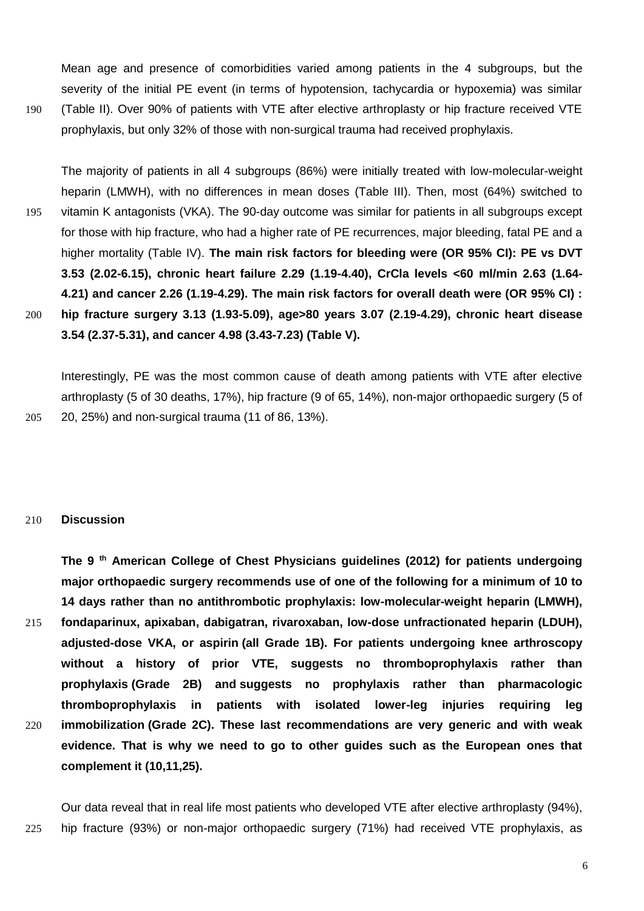Mean age and presence of comorbidities varied among patients in the 4 subgroups, but the severity of the initial PE event (in terms of hypotension, tachycardia or hypoxemia) was similar (Table II). Over 90% of patients with VTE after elective arthroplasty or hip fracture received VTE prophylaxis, but only 32% of those with non-surgical trauma had received prophylaxis.

The majority of patients in all 4 subgroups (86%) were initially treated with low-molecular-weight heparin (LMWH), with no differences in mean doses (Table III). Then, most (64%) switched to vitamin K antagonists (VKA). The 90-day outcome was similar for patients in all subgroups except for those with hip fracture, who had a higher rate of PE recurrences, major bleeding, fatal PE and a higher mortality (Table IV). **The main risk factors for bleeding were (OR 95% CI): PE vs DVT 3.53 (2.02-6.15), chronic heart failure 2.29 (1.19-4.40), CrCla levels <60 ml/min 2.63 (1.64-4.21) and cancer 2.26 (1.19-4.29). The main risk factors for overall death were (OR 95% CI) : hip fracture surgery 3.13 (1.93-5.09), age>80 years 3.07 (2.19-4.29), chronic heart disease 3.54 (2.37-5.31), and cancer 4.98 (3.43-7.23) (Table V).**

Interestingly, PE was the most common cause of death among patients with VTE after elective arthroplasty (5 of 30 deaths, 17%), hip fracture (9 of 65, 14%), non-major orthopaedic surgery (5 of 20, 25%) and non-surgical trauma (11 of 86, 13%).

## Discussion

**The 9 th American College of Chest Physicians guidelines (2012) for patients undergoing major orthopaedic surgery recommends use of one of the following for a minimum of 10 to 14 days rather than no antithrombotic prophylaxis: low-molecular-weight heparin (LMWH), fondaparinux, apixaban, dabigatran, rivaroxaban, low-dose unfractionated heparin (LDUH), adjusted-dose VKA, or aspirin (all Grade 1B). For patients undergoing knee arthroscopy without a history of prior VTE, suggests no thromboprophylaxis rather than prophylaxis (Grade 2B) and suggests no prophylaxis rather than pharmacologic thromboprophylaxis in patients with isolated lower-leg injuries requiring leg immobilization (Grade 2C). These last recommendations are very generic and with weak evidence. That is why we need to go to other guides such as the European ones that complement it (10,11,25).**

Our data reveal that in real life most patients who developed VTE after elective arthroplasty (94%), hip fracture (93%) or non-major orthopaedic surgery (71%) had received VTE prophylaxis, as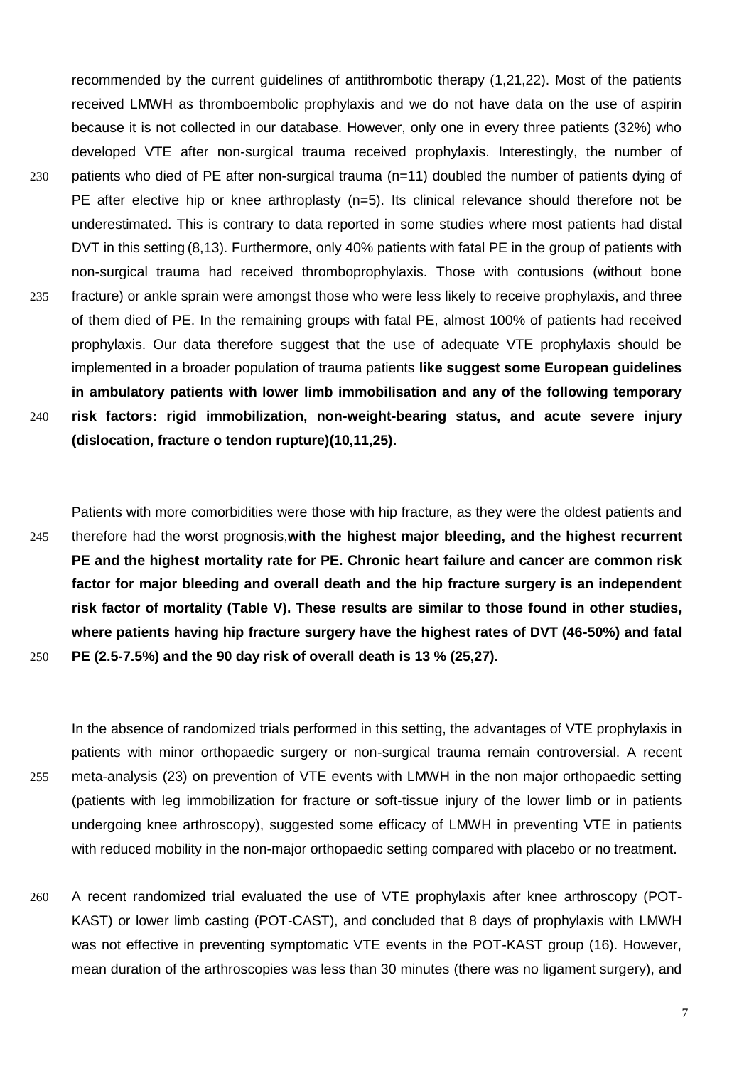recommended by the current guidelines of antithrombotic therapy (1,21,22). Most of the patients received LMWH as thromboembolic prophylaxis and we do not have data on the use of aspirin because it is not collected in our database. However, only one in every three patients (32%) who developed VTE after non-surgical trauma received prophylaxis. Interestingly, the number of patients who died of PE after non-surgical trauma (n=11) doubled the number of patients dying of PE after elective hip or knee arthroplasty (n=5). Its clinical relevance should therefore not be underestimated. This is contrary to data reported in some studies where most patients had distal DVT in this setting (8,13). Furthermore, only 40% patients with fatal PE in the group of patients with non-surgical trauma had received thromboprophylaxis. Those with contusions (without bone fracture) or ankle sprain were amongst those who were less likely to receive prophylaxis, and three of them died of PE. In the remaining groups with fatal PE, almost 100% of patients had received prophylaxis. Our data therefore suggest that the use of adequate VTE prophylaxis should be implemented in a broader population of trauma patients **like suggest some European guidelines in ambulatory patients with lower limb immobilisation and any of the following temporary risk factors: rigid immobilization, non-weight-bearing status, and acute severe injury (dislocation, fracture o tendon rupture)(10,11,25).**

Patients with more comorbidities were those with hip fracture, as they were the oldest patients and therefore had the worst prognosis,**with the highest major bleeding, and the highest recurrent PE and the highest mortality rate for PE. Chronic heart failure and cancer are common risk factor for major bleeding and overall death and the hip fracture surgery is an independent risk factor of mortality (Table V). These results are similar to those found in other studies, where patients having hip fracture surgery have the highest rates of DVT (46-50%) and fatal PE (2.5-7.5%) and the 90 day risk of overall death is 13 % (25,27).**

In the absence of randomized trials performed in this setting, the advantages of VTE prophylaxis in patients with minor orthopaedic surgery or non-surgical trauma remain controversial. A recent meta-analysis (23) on prevention of VTE events with LMWH in the non major orthopaedic setting (patients with leg immobilization for fracture or soft-tissue injury of the lower limb or in patients undergoing knee arthroscopy), suggested some efficacy of LMWH in preventing VTE in patients with reduced mobility in the non-major orthopaedic setting compared with placebo or no treatment.

A recent randomized trial evaluated the use of VTE prophylaxis after knee arthroscopy (POT-KAST) or lower limb casting (POT-CAST), and concluded that 8 days of prophylaxis with LMWH was not effective in preventing symptomatic VTE events in the POT-KAST group (16). However, mean duration of the arthroscopies was less than 30 minutes (there was no ligament surgery), and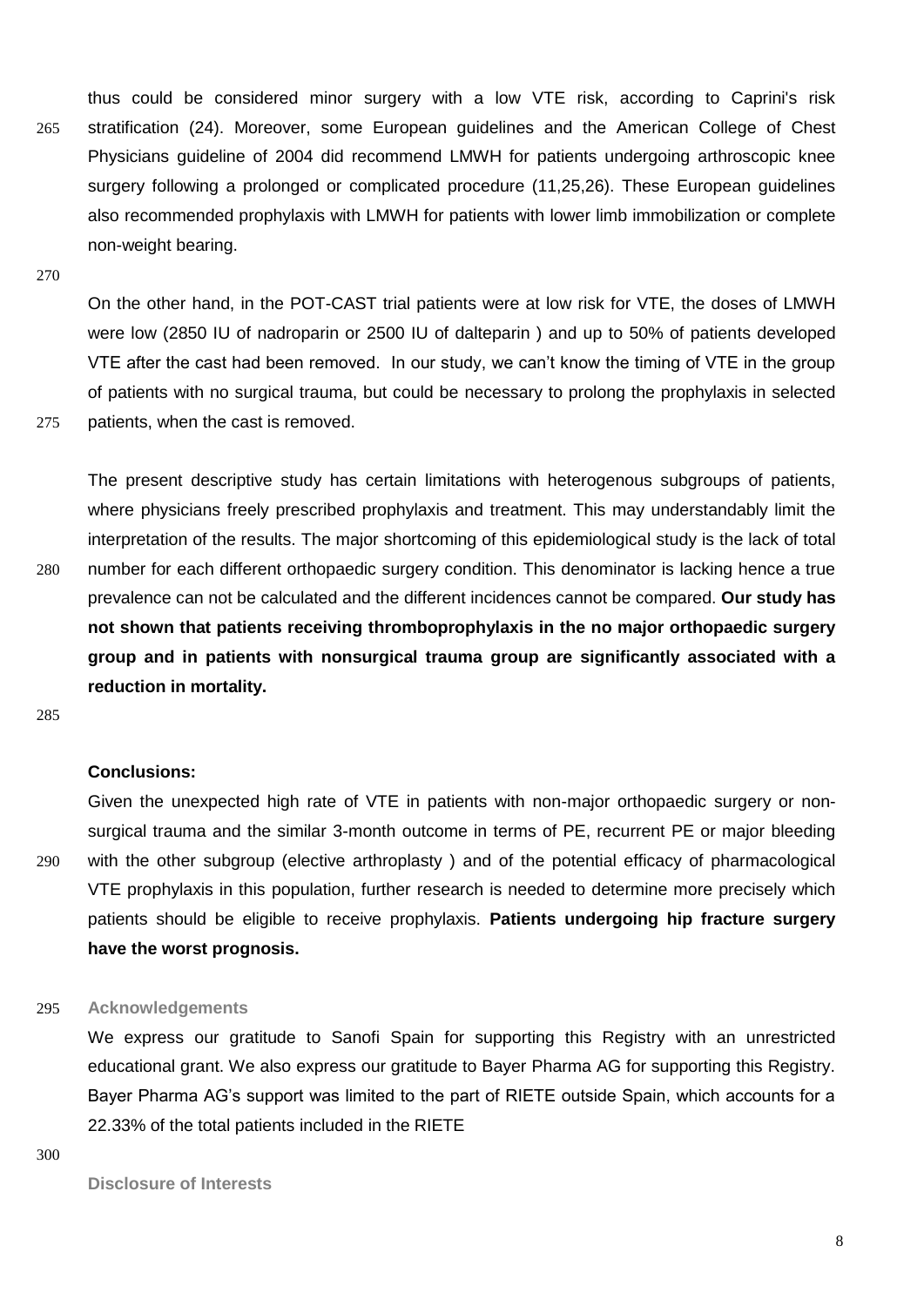thus could be considered minor surgery with a low VTE risk, according to Caprini's risk stratification (24). Moreover, some European guidelines and the American College of Chest Physicians guideline of 2004 did recommend LMWH for patients undergoing arthroscopic knee surgery following a prolonged or complicated procedure (11,25,26). These European guidelines also recommended prophylaxis with LMWH for patients with lower limb immobilization or complete non-weight bearing.

On the other hand, in the POT-CAST trial patients were at low risk for VTE, the doses of LMWH were low (2850 IU of nadroparin or 2500 IU of dalteparin ) and up to 50% of patients developed VTE after the cast had been removed. In our study, we can't know the timing of VTE in the group of patients with no surgical trauma, but could be necessary to prolong the prophylaxis in selected patients, when the cast is removed.

The present descriptive study has certain limitations with heterogenous subgroups of patients, where physicians freely prescribed prophylaxis and treatment. This may understandably limit the interpretation of the results. The major shortcoming of this epidemiological study is the lack of total number for each different orthopaedic surgery condition. This denominator is lacking hence a true prevalence can not be calculated and the different incidences cannot be compared. **Our study has not shown that patients receiving thromboprophylaxis in the no major orthopaedic surgery group and in patients with nonsurgical trauma group are significantly associated with a reduction in mortality.**

## Conclusions:

Given the unexpected high rate of VTE in patients with non-major orthopaedic surgery or non-surgical trauma and the similar 3-month outcome in terms of PE, recurrent PE or major bleeding with the other subgroup (elective arthroplasty ) and of the potential efficacy of pharmacological VTE prophylaxis in this population, further research is needed to determine more precisely which patients should be eligible to receive prophylaxis. **Patients undergoing hip fracture surgery have the worst prognosis.**

## Acknowledgements

We express our gratitude to Sanofi Spain for supporting this Registry with an unrestricted educational grant. We also express our gratitude to Bayer Pharma AG for supporting this Registry. Bayer Pharma AG's support was limited to the part of RIETE outside Spain, which accounts for a 22.33% of the total patients included in the RIETE

## Disclosure of Interests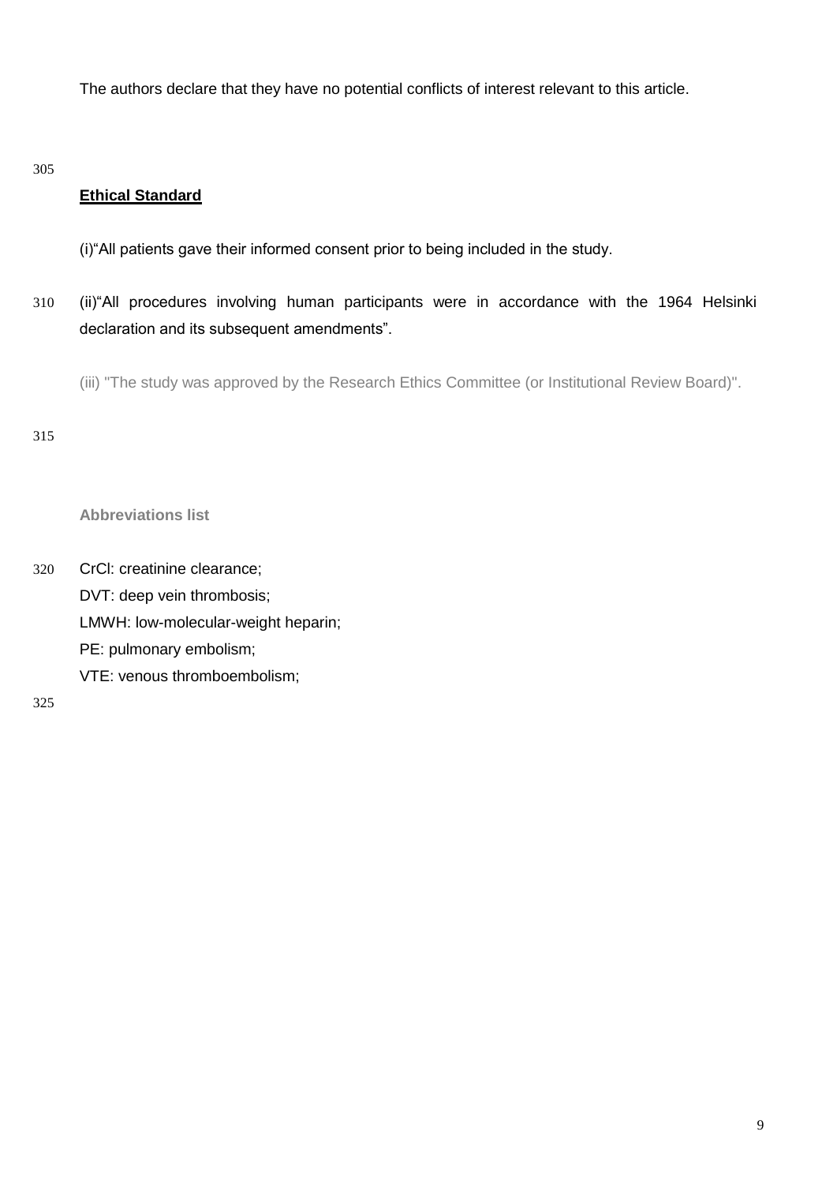The authors declare that they have no potential conflicts of interest relevant to this article.

## **Ethical Standard**

(i)"All patients gave their informed consent prior to being included in the study.

(ii)"All procedures involving human participants were in accordance with the 1964 Helsinki declaration and its subsequent amendments".

(iii) "The study was approved by the Research Ethics Committee (or Institutional Review Board)".

**Abbreviations list**

CrCl: creatinine clearance;
DVT: deep vein thrombosis;
LMWH: low-molecular-weight heparin;
PE: pulmonary embolism;
VTE: venous thromboembolism;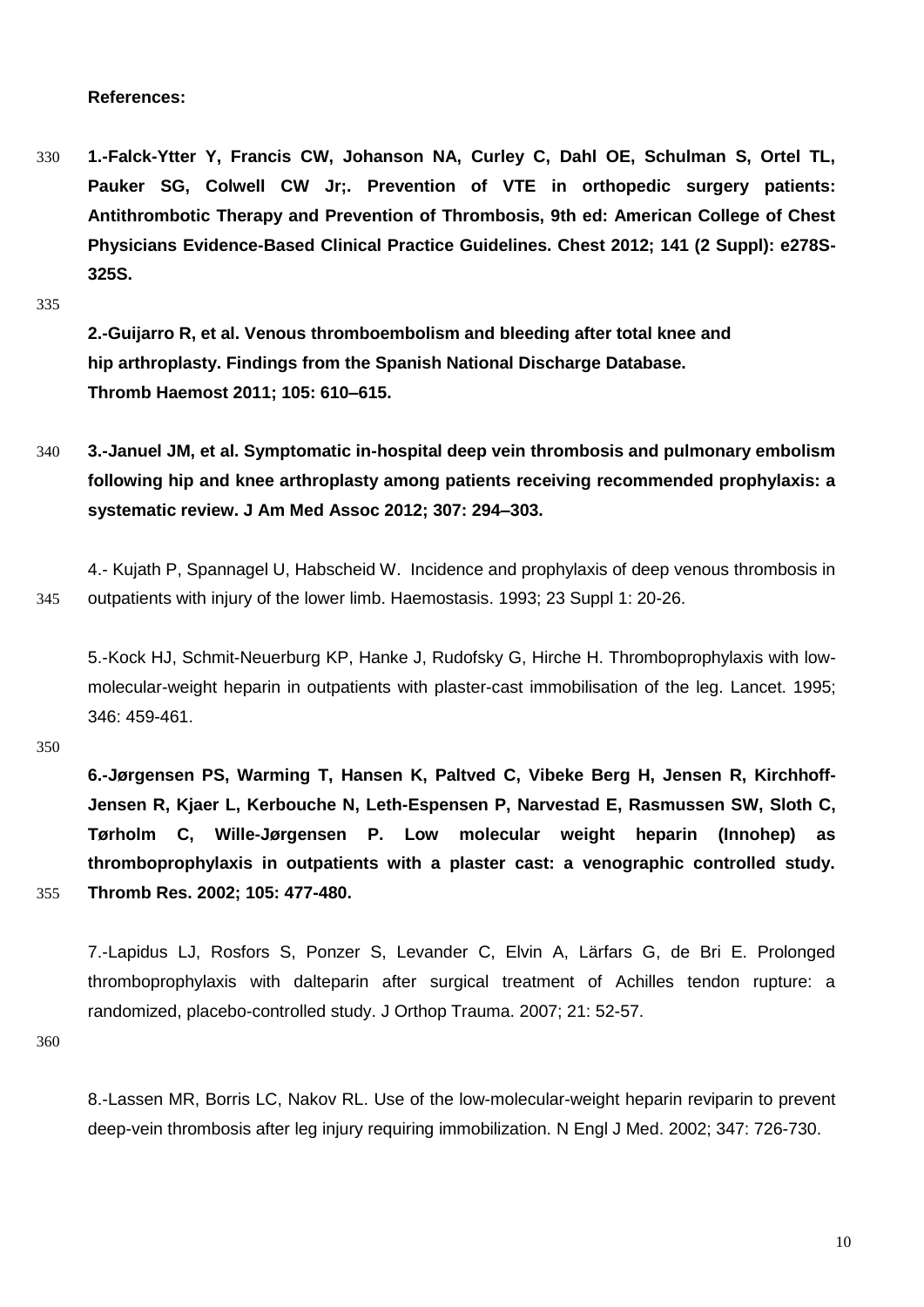**References:**

**1.-Falck-Ytter Y, Francis CW, Johanson NA, Curley C, Dahl OE, Schulman S, Ortel TL, Pauker SG, Colwell CW Jr;. Prevention of VTE in orthopedic surgery patients: Antithrombotic Therapy and Prevention of Thrombosis, 9th ed: American College of Chest Physicians Evidence-Based Clinical Practice Guidelines. Chest 2012; 141 (2 Suppl): e278S-325S.**

**2.-Guijarro R, et al. Venous thromboembolism and bleeding after total knee and hip arthroplasty. Findings from the Spanish National Discharge Database. Thromb Haemost 2011; 105: 610–615.**

**3.-Januel JM, et al. Symptomatic in-hospital deep vein thrombosis and pulmonary embolism following hip and knee arthroplasty among patients receiving recommended prophylaxis: a systematic review. J Am Med Assoc 2012; 307: 294–303.**

4.- Kujath P, Spannagel U, Habscheid W. Incidence and prophylaxis of deep venous thrombosis in outpatients with injury of the lower limb. Haemostasis. 1993; 23 Suppl 1: 20-26.

5.-Kock HJ, Schmit-Neuerburg KP, Hanke J, Rudofsky G, Hirche H. Thromboprophylaxis with low-molecular-weight heparin in outpatients with plaster-cast immobilisation of the leg. Lancet. 1995; 346: 459-461.

**6.-Jørgensen PS, Warming T, Hansen K, Paltved C, Vibeke Berg H, Jensen R, Kirchhoff-Jensen R, Kjaer L, Kerbouche N, Leth-Espensen P, Narvestad E, Rasmussen SW, Sloth C, Tørholm C, Wille-Jørgensen P. Low molecular weight heparin (Innohep) as thromboprophylaxis in outpatients with a plaster cast: a venographic controlled study. Thromb Res. 2002; 105: 477-480.**

7.-Lapidus LJ, Rosfors S, Ponzer S, Levander C, Elvin A, Lärfars G, de Bri E. Prolonged thromboprophylaxis with dalteparin after surgical treatment of Achilles tendon rupture: a randomized, placebo-controlled study. J Orthop Trauma. 2007; 21: 52-57.

8.-Lassen MR, Borris LC, Nakov RL. Use of the low-molecular-weight heparin reviparin to prevent deep-vein thrombosis after leg injury requiring immobilization. N Engl J Med. 2002; 347: 726-730.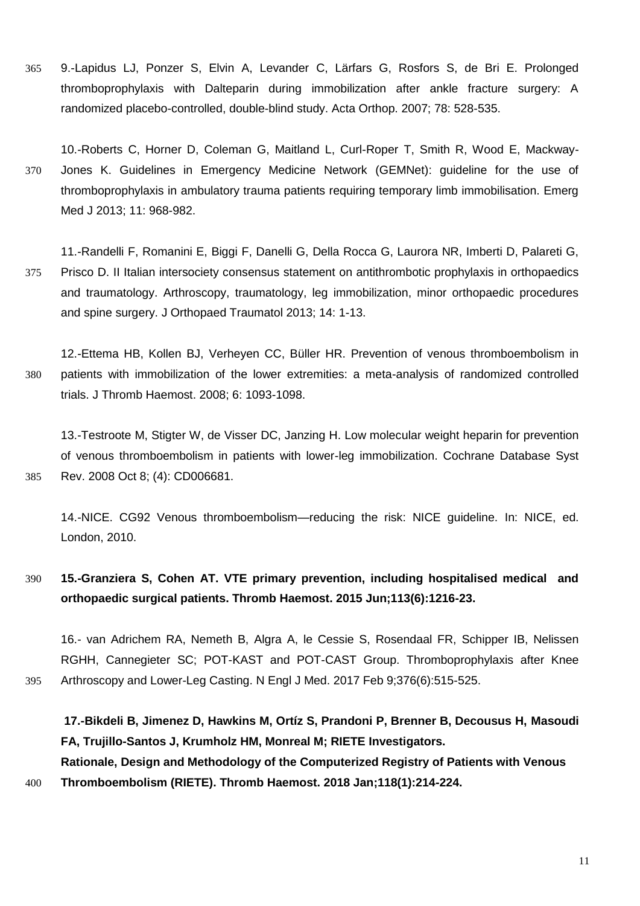9.-Lapidus LJ, Ponzer S, Elvin A, Levander C, Lärfars G, Rosfors S, de Bri E. Prolonged thromboprophylaxis with Dalteparin during immobilization after ankle fracture surgery: A randomized placebo-controlled, double-blind study. Acta Orthop. 2007; 78: 528-535.

10.-Roberts C, Horner D, Coleman G, Maitland L, Curl-Roper T, Smith R, Wood E, Mackway-Jones K. Guidelines in Emergency Medicine Network (GEMNet): guideline for the use of thromboprophylaxis in ambulatory trauma patients requiring temporary limb immobilisation. Emerg Med J 2013; 11: 968-982.

11.-Randelli F, Romanini E, Biggi F, Danelli G, Della Rocca G, Laurora NR, Imberti D, Palareti G, Prisco D. II Italian intersociety consensus statement on antithrombotic prophylaxis in orthopaedics and traumatology. Arthroscopy, traumatology, leg immobilization, minor orthopaedic procedures and spine surgery. J Orthopaed Traumatol 2013; 14: 1-13.

12.-Ettema HB, Kollen BJ, Verheyen CC, Büller HR. Prevention of venous thromboembolism in patients with immobilization of the lower extremities: a meta-analysis of randomized controlled trials. J Thromb Haemost. 2008; 6: 1093-1098.

13.-Testroote M, Stigter W, de Visser DC, Janzing H. Low molecular weight heparin for prevention of venous thromboembolism in patients with lower-leg immobilization. Cochrane Database Syst Rev. 2008 Oct 8; (4): CD006681.

14.-NICE. CG92 Venous thromboembolism—reducing the risk: NICE guideline. In: NICE, ed. London, 2010.

**15.-Granziera S, Cohen AT. VTE primary prevention, including hospitalised medical and orthopaedic surgical patients. Thromb Haemost. 2015 Jun;113(6):1216-23.**

16.- van Adrichem RA, Nemeth B, Algra A, le Cessie S, Rosendaal FR, Schipper IB, Nelissen RGHH, Cannegieter SC; POT-KAST and POT-CAST Group. Thromboprophylaxis after Knee Arthroscopy and Lower-Leg Casting. N Engl J Med. 2017 Feb 9;376(6):515-525.

**17.-Bikdeli B, Jimenez D, Hawkins M, Ortíz S, Prandoni P, Brenner B, Decousus H, Masoudi FA, Trujillo-Santos J, Krumholz HM, Monreal M; RIETE Investigators. Rationale, Design and Methodology of the Computerized Registry of Patients with Venous Thromboembolism (RIETE). Thromb Haemost. 2018 Jan;118(1):214-224.**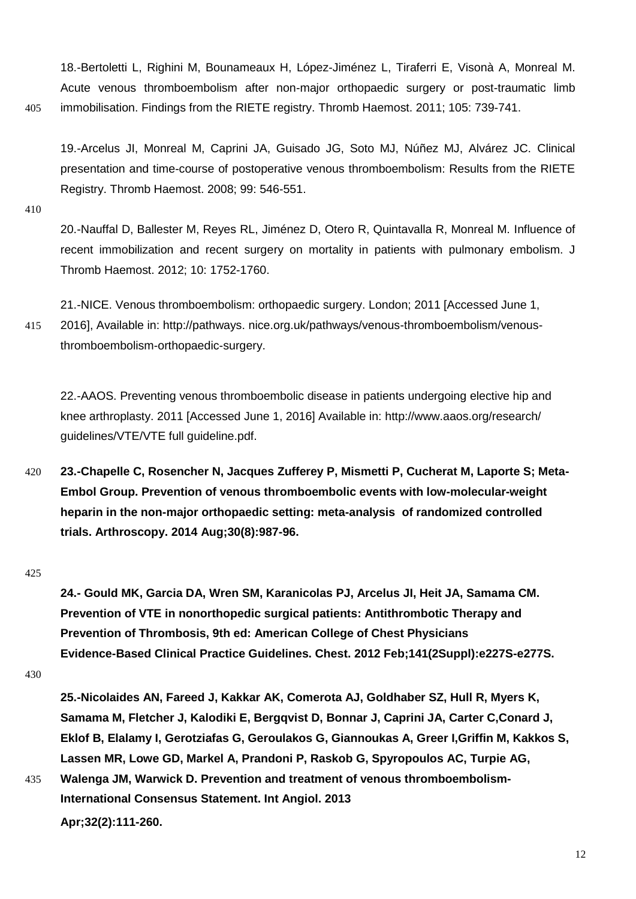18.-Bertoletti L, Righini M, Bounameaux H, López-Jiménez L, Tiraferri E, Visonà A, Monreal M. Acute venous thromboembolism after non-major orthopaedic surgery or post-traumatic limb immobilisation. Findings from the RIETE registry. Thromb Haemost. 2011; 105: 739-741.

19.-Arcelus JI, Monreal M, Caprini JA, Guisado JG, Soto MJ, Núñez MJ, Alvárez JC. Clinical presentation and time-course of postoperative venous thromboembolism: Results from the RIETE Registry. Thromb Haemost. 2008; 99: 546-551.

20.-Nauffal D, Ballester M, Reyes RL, Jiménez D, Otero R, Quintavalla R, Monreal M. Influence of recent immobilization and recent surgery on mortality in patients with pulmonary embolism. J Thromb Haemost. 2012; 10: 1752-1760.

21.-NICE. Venous thromboembolism: orthopaedic surgery. London; 2011 [Accessed June 1, 2016], Available in: http://pathways. nice.org.uk/pathways/venous-thromboembolism/venous-thromboembolism-orthopaedic-surgery.

22.-AAOS. Preventing venous thromboembolic disease in patients undergoing elective hip and knee arthroplasty. 2011 [Accessed June 1, 2016] Available in: http://www.aaos.org/research/ guidelines/VTE/VTE full guideline.pdf.

**23.-Chapelle C, Rosencher N, Jacques Zufferey P, Mismetti P, Cucherat M, Laporte S; Meta-Embol Group. Prevention of venous thromboembolic events with low-molecular-weight heparin in the non-major orthopaedic setting: meta-analysis of randomized controlled trials. Arthroscopy. 2014 Aug;30(8):987-96.**

**24.- Gould MK, Garcia DA, Wren SM, Karanicolas PJ, Arcelus JI, Heit JA, Samama CM. Prevention of VTE in nonorthopedic surgical patients: Antithrombotic Therapy and Prevention of Thrombosis, 9th ed: American College of Chest Physicians Evidence-Based Clinical Practice Guidelines. Chest. 2012 Feb;141(2Suppl):e227S-e277S.**

**25.-Nicolaides AN, Fareed J, Kakkar AK, Comerota AJ, Goldhaber SZ, Hull R, Myers K, Samama M, Fletcher J, Kalodiki E, Bergqvist D, Bonnar J, Caprini JA, Carter C,Conard J, Eklof B, Elalamy I, Gerotziafas G, Geroulakos G, Giannoukas A, Greer I,Griffin M, Kakkos S, Lassen MR, Lowe GD, Markel A, Prandoni P, Raskob G, Spyropoulos AC, Turpie AG, Walenga JM, Warwick D. Prevention and treatment of venous thromboembolism-International Consensus Statement. Int Angiol. 2013 Apr;32(2):111-260.**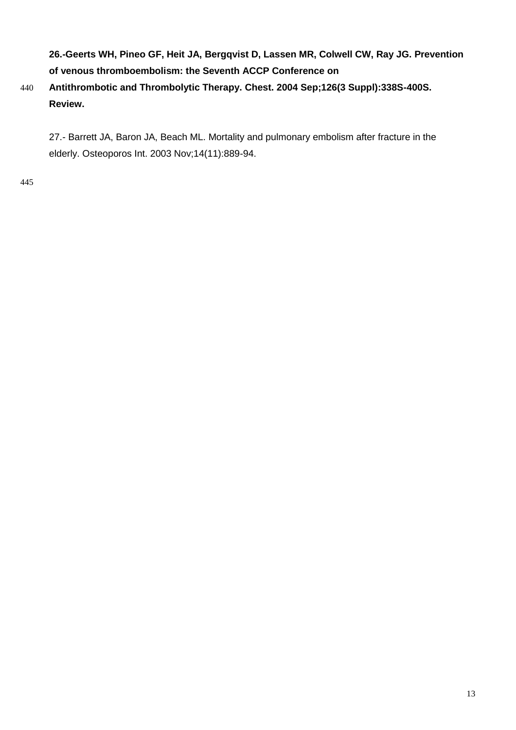**26.-Geerts WH, Pineo GF, Heit JA, Bergqvist D, Lassen MR, Colwell CW, Ray JG. Prevention of venous thromboembolism: the Seventh ACCP Conference on Antithrombotic and Thrombolytic Therapy. Chest. 2004 Sep;126(3 Suppl):338S-400S. Review.**

27.- Barrett JA, Baron JA, Beach ML. Mortality and pulmonary embolism after fracture in the elderly. Osteoporos Int. 2003 Nov;14(11):889-94.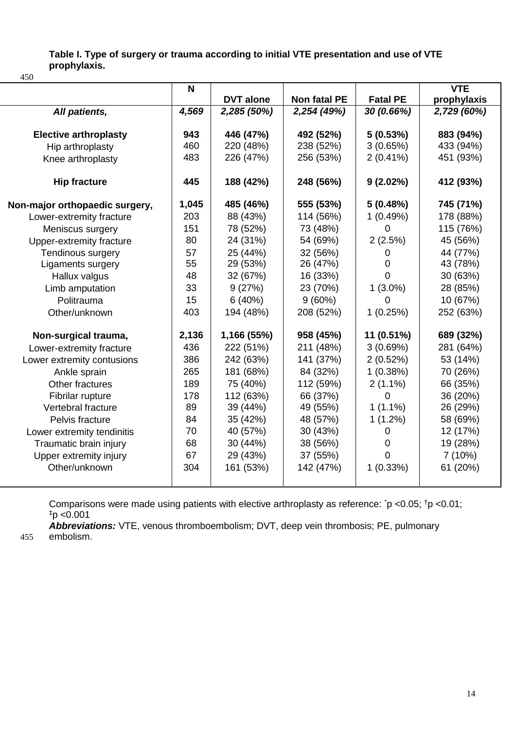**Table I. Type of surgery or trauma according to initial VTE presentation and use of VTE prophylaxis.**

| | N | DVT alone | Non fatal PE | Fatal PE | VTE prophylaxis |
|---|---|---|---|---|---|
| ***All patients,*** | ***4,569*** | ***2,285 (50%)*** | ***2,254 (49%)*** | ***30 (0.66%)*** | ***2,729 (60%)*** |
| **Elective arthroplasty** | **943** | **446 (47%)** | **492 (52%)** | **5 (0.53%)** | **883 (94%)** |
| Hip arthroplasty | 460 | 220 (48%) | 238 (52%) | 3 (0.65%) | 433 (94%) |
| Knee arthroplasty | 483 | 226 (47%) | 256 (53%) | 2 (0.41%) | 451 (93%) |
| **Hip fracture** | **445** | **188 (42%)** | **248 (56%)** | **9 (2.02%)** | **412 (93%)** |
| **Non-major orthopaedic surgery,** | **1,045** | **485 (46%)** | **555 (53%)** | **5 (0.48%)** | **745 (71%)** |
| Lower-extremity fracture | 203 | 88 (43%) | 114 (56%) | 1 (0.49%) | 178 (88%) |
| Meniscus surgery | 151 | 78 (52%) | 73 (48%) | 0 | 115 (76%) |
| Upper-extremity fracture | 80 | 24 (31%) | 54 (69%) | 2 (2.5%) | 45 (56%) |
| Tendinous surgery | 57 | 25 (44%) | 32 (56%) | 0 | 44 (77%) |
| Ligaments surgery | 55 | 29 (53%) | 26 (47%) | 0 | 43 (78%) |
| Hallux valgus | 48 | 32 (67%) | 16 (33%) | 0 | 30 (63%) |
| Limb amputation | 33 | 9 (27%) | 23 (70%) | 1 (3.0%) | 28 (85%) |
| Politrauma | 15 | 6 (40%) | 9 (60%) | 0 | 10 (67%) |
| Other/unknown | 403 | 194 (48%) | 208 (52%) | 1 (0.25%) | 252 (63%) |
| **Non-surgical trauma,** | **2,136** | **1,166 (55%)** | **958 (45%)** | **11 (0.51%)** | **689 (32%)** |
| Lower-extremity fracture | 436 | 222 (51%) | 211 (48%) | 3 (0.69%) | 281 (64%) |
| Lower extremity contusions | 386 | 242 (63%) | 141 (37%) | 2 (0.52%) | 53 (14%) |
| Ankle sprain | 265 | 181 (68%) | 84 (32%) | 1 (0.38%) | 70 (26%) |
| Other fractures | 189 | 75 (40%) | 112 (59%) | 2 (1.1%) | 66 (35%) |
| Fibrilar rupture | 178 | 112 (63%) | 66 (37%) | 0 | 36 (20%) |
| Vertebral fracture | 89 | 39 (44%) | 49 (55%) | 1 (1.1%) | 26 (29%) |
| Pelvis fracture | 84 | 35 (42%) | 48 (57%) | 1 (1.2%) | 58 (69%) |
| Lower extremity tendinitis | 70 | 40 (57%) | 30 (43%) | 0 | 12 (17%) |
| Traumatic brain injury | 68 | 30 (44%) | 38 (56%) | 0 | 19 (28%) |
| Upper extremity injury | 67 | 29 (43%) | 37 (55%) | 0 | 7 (10%) |
| Other/unknown | 304 | 161 (53%) | 142 (47%) | 1 (0.33%) | 61 (20%) |

Comparisons were made using patients with elective arthroplasty as reference: [*]$p < 0.05$; [†]$p < 0.01$; [‡]$p < 0.001$

***Abbreviations:*** VTE, venous thromboembolism; DVT, deep vein thrombosis; PE, pulmonary embolism.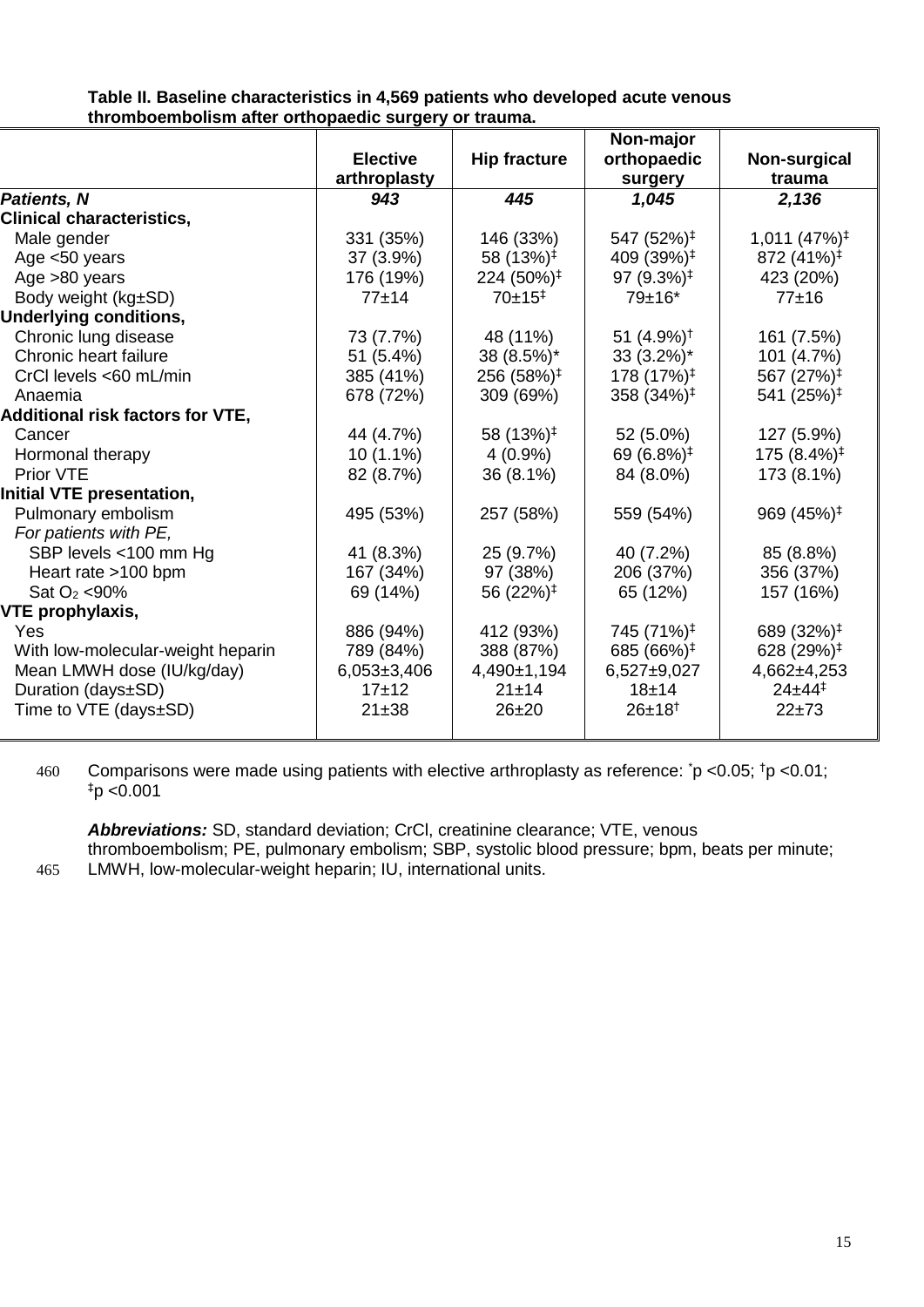**Table II. Baseline characteristics in 4,569 patients who developed acute venous thromboembolism after orthopaedic surgery or trauma.**

| | Elective arthroplasty | Hip fracture | Non-major orthopaedic surgery | Non-surgical trauma |
|---|---|---|---|---|
| ***Patients, N*** | ***943*** | ***445*** | ***1,045*** | ***2,136*** |
| **Clinical characteristics,** | | | | |
| Male gender | 331 (35%) | 146 (33%) | 547 (52%)[‡] | 1,011 (47%)[‡] |
| Age <50 years | 37 (3.9%) | 58 (13%)[‡] | 409 (39%)[‡] | 872 (41%)[‡] |
| Age >80 years | 176 (19%) | 224 (50%)[‡] | 97 (9.3%)[‡] | 423 (20%) |
| Body weight (kg±SD) | 77±14 | 70±15[‡] | 79±16* | 77±16 |
| **Underlying conditions,** | | | | |
| Chronic lung disease | 73 (7.7%) | 48 (11%) | 51 (4.9%)[†] | 161 (7.5%) |
| Chronic heart failure | 51 (5.4%) | 38 (8.5%)* | 33 (3.2%)* | 101 (4.7%) |
| CrCl levels <60 mL/min | 385 (41%) | 256 (58%)[‡] | 178 (17%)[‡] | 567 (27%)[‡] |
| Anaemia | 678 (72%) | 309 (69%) | 358 (34%)[‡] | 541 (25%)[‡] |
| **Additional risk factors for VTE,** | | | | |
| Cancer | 44 (4.7%) | 58 (13%)[‡] | 52 (5.0%) | 127 (5.9%) |
| Hormonal therapy | 10 (1.1%) | 4 (0.9%) | 69 (6.8%)[‡] | 175 (8.4%)[‡] |
| Prior VTE | 82 (8.7%) | 36 (8.1%) | 84 (8.0%) | 173 (8.1%) |
| **Initial VTE presentation,** | | | | |
| Pulmonary embolism | 495 (53%) | 257 (58%) | 559 (54%) | 969 (45%)[‡] |
| *For patients with PE,* | | | | |
| SBP levels <100 mm Hg | 41 (8.3%) | 25 (9.7%) | 40 (7.2%) | 85 (8.8%) |
| Heart rate >100 bpm | 167 (34%) | 97 (38%) | 206 (37%) | 356 (37%) |
| Sat $O_2$ <90% | 69 (14%) | 56 (22%)[‡] | 65 (12%) | 157 (16%) |
| **VTE prophylaxis,** | | | | |
| Yes | 886 (94%) | 412 (93%) | 745 (71%)[‡] | 689 (32%)[‡] |
| With low-molecular-weight heparin | 789 (84%) | 388 (87%) | 685 (66%)[‡] | 628 (29%)[‡] |
| Mean LMWH dose (IU/kg/day) | 6,053±3,406 | 4,490±1,194 | 6,527±9,027 | 4,662±4,253 |
| Duration (days±SD) | 17±12 | 21±14 | 18±14 | 24±44[‡] |
| Time to VTE (days±SD) | 21±38 | 26±20 | 26±18[†] | 22±73 |

Comparisons were made using patients with elective arthroplasty as reference: *p <0.05; †p <0.01; ‡p <0.001

***Abbreviations:*** SD, standard deviation; CrCl, creatinine clearance; VTE, venous thromboembolism; PE, pulmonary embolism; SBP, systolic blood pressure; bpm, beats per minute; LMWH, low-molecular-weight heparin; IU, international units.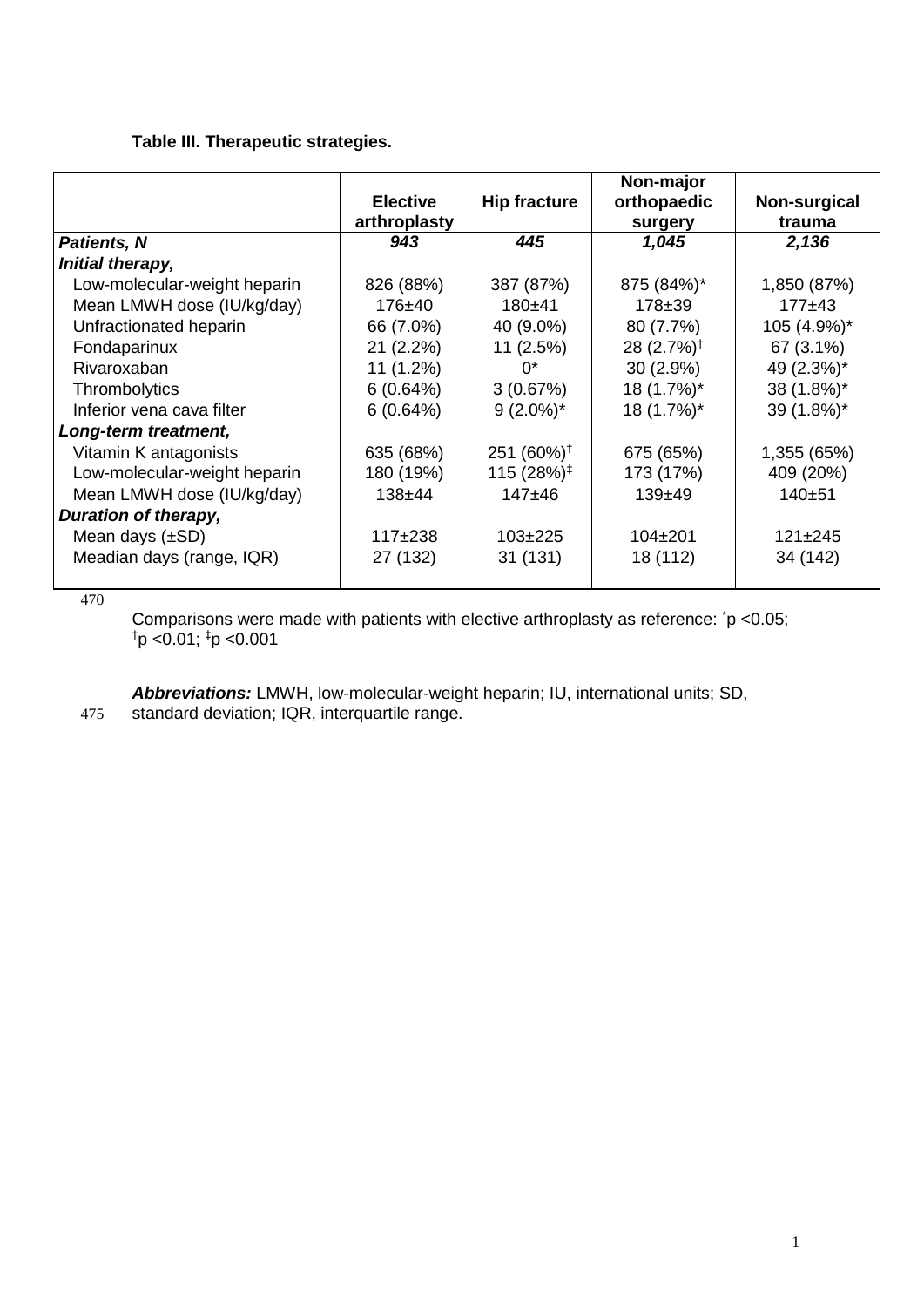**Table III. Therapeutic strategies.**

| | Elective arthroplasty | Hip fracture | Non-major orthopaedic surgery | Non-surgical trauma |
|---|---|---|---|---|
| ***Patients, N*** | ***943*** | ***445*** | ***1,045*** | ***2,136*** |
| ***Initial therapy,*** | | | | |
| Low-molecular-weight heparin | 826 (88%) | 387 (87%) | 875 (84%)* | 1,850 (87%) |
| Mean LMWH dose (IU/kg/day) | 176±40 | 180±41 | 178±39 | 177±43 |
| Unfractionated heparin | 66 (7.0%) | 40 (9.0%) | 80 (7.7%) | 105 (4.9%)* |
| Fondaparinux | 21 (2.2%) | 11 (2.5%) | 28 (2.7%)† | 67 (3.1%) |
| Rivaroxaban | 11 (1.2%) | 0* | 30 (2.9%) | 49 (2.3%)* |
| Thrombolytics | 6 (0.64%) | 3 (0.67%) | 18 (1.7%)* | 38 (1.8%)* |
| Inferior vena cava filter | 6 (0.64%) | 9 (2.0%)* | 18 (1.7%)* | 39 (1.8%)* |
| ***Long-term treatment,*** | | | | |
| Vitamin K antagonists | 635 (68%) | 251 (60%)† | 675 (65%) | 1,355 (65%) |
| Low-molecular-weight heparin | 180 (19%) | 115 (28%)‡ | 173 (17%) | 409 (20%) |
| Mean LMWH dose (IU/kg/day) | 138±44 | 147±46 | 139±49 | 140±51 |
| ***Duration of therapy,*** | | | | |
| Mean days (±SD) | 117±238 | 103±225 | 104±201 | 121±245 |
| Meadian days (range, IQR) | 27 (132) | 31 (131) | 18 (112) | 34 (142) |

Comparisons were made with patients with elective arthroplasty as reference: *p <0.05; †p <0.01; ‡p <0.001

***Abbreviations:*** LMWH, low-molecular-weight heparin; IU, international units; SD, standard deviation; IQR, interquartile range.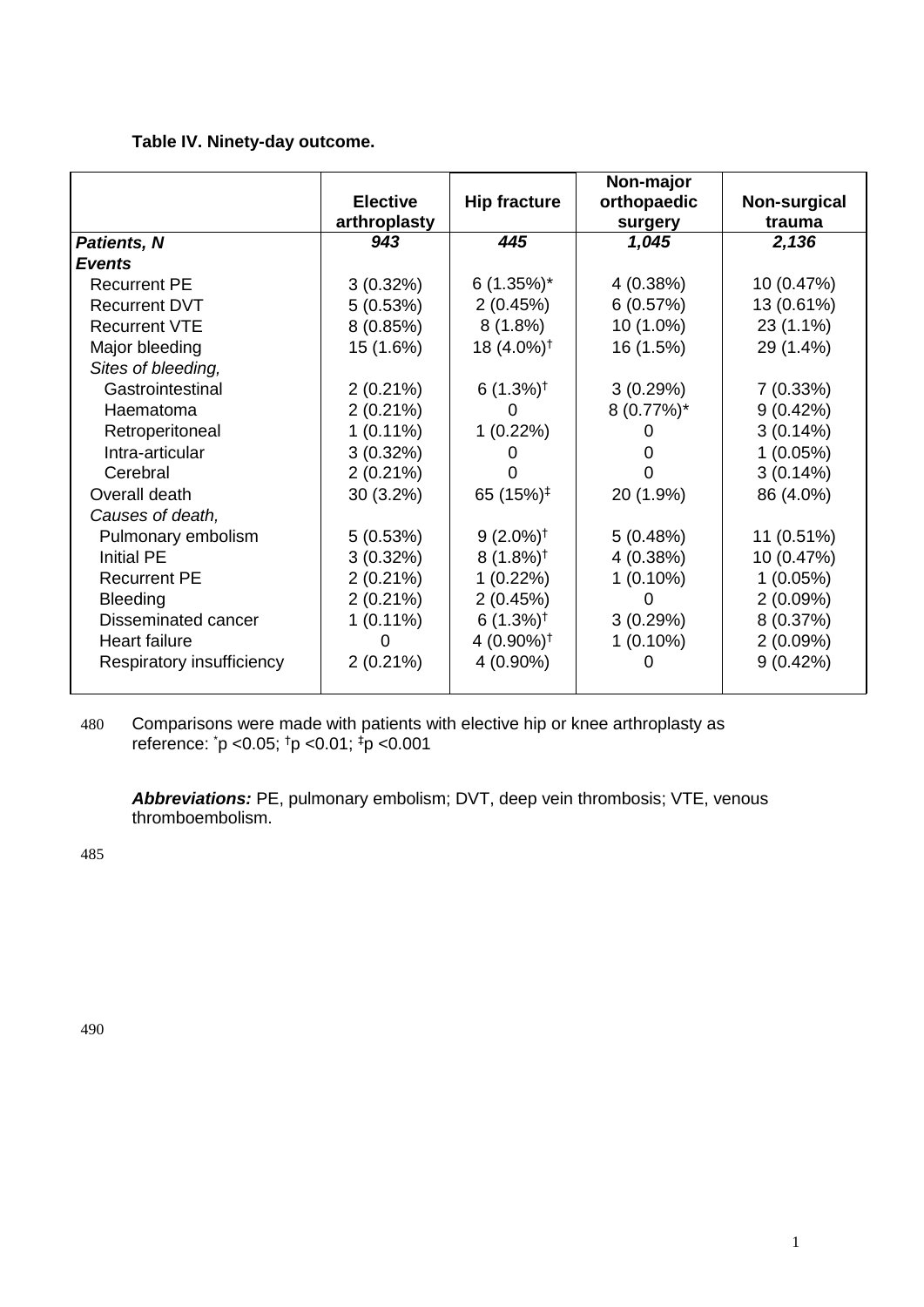**Table IV. Ninety-day outcome.**

| | Elective arthroplasty | Hip fracture | Non-major orthopaedic surgery | Non-surgical trauma |
|---|---|---|---|---|
| ***Patients, N*** | ***943*** | ***445*** | ***1,045*** | ***2,136*** |
| ***Events*** | | | | |
| Recurrent PE | 3 (0.32%) | 6 (1.35%)* | 4 (0.38%) | 10 (0.47%) |
| Recurrent DVT | 5 (0.53%) | 2 (0.45%) | 6 (0.57%) | 13 (0.61%) |
| Recurrent VTE | 8 (0.85%) | 8 (1.8%) | 10 (1.0%) | 23 (1.1%) |
| Major bleeding | 15 (1.6%) | 18 (4.0%)† | 16 (1.5%) | 29 (1.4%) |
| *Sites of bleeding,* | | | | |
| Gastrointestinal | 2 (0.21%) | 6 (1.3%)† | 3 (0.29%) | 7 (0.33%) |
| Haematoma | 2 (0.21%) | 0 | 8 (0.77%)* | 9 (0.42%) |
| Retroperitoneal | 1 (0.11%) | 1 (0.22%) | 0 | 3 (0.14%) |
| Intra-articular | 3 (0.32%) | 0 | 0 | 1 (0.05%) |
| Cerebral | 2 (0.21%) | 0 | 0 | 3 (0.14%) |
| Overall death | 30 (3.2%) | 65 (15%)‡ | 20 (1.9%) | 86 (4.0%) |
| *Causes of death,* | | | | |
| Pulmonary embolism | 5 (0.53%) | 9 (2.0%)† | 5 (0.48%) | 11 (0.51%) |
| Initial PE | 3 (0.32%) | 8 (1.8%)† | 4 (0.38%) | 10 (0.47%) |
| Recurrent PE | 2 (0.21%) | 1 (0.22%) | 1 (0.10%) | 1 (0.05%) |
| Bleeding | 2 (0.21%) | 2 (0.45%) | 0 | 2 (0.09%) |
| Disseminated cancer | 1 (0.11%) | 6 (1.3%)† | 3 (0.29%) | 8 (0.37%) |
| Heart failure | 0 | 4 (0.90%)† | 1 (0.10%) | 2 (0.09%) |
| Respiratory insufficiency | 2 (0.21%) | 4 (0.90%) | 0 | 9 (0.42%) |

Comparisons were made with patients with elective hip or knee arthroplasty as reference: * $p < 0.05$; † $p < 0.01$; ‡ $p < 0.001$

***Abbreviations:*** PE, pulmonary embolism; DVT, deep vein thrombosis; VTE, venous thromboembolism.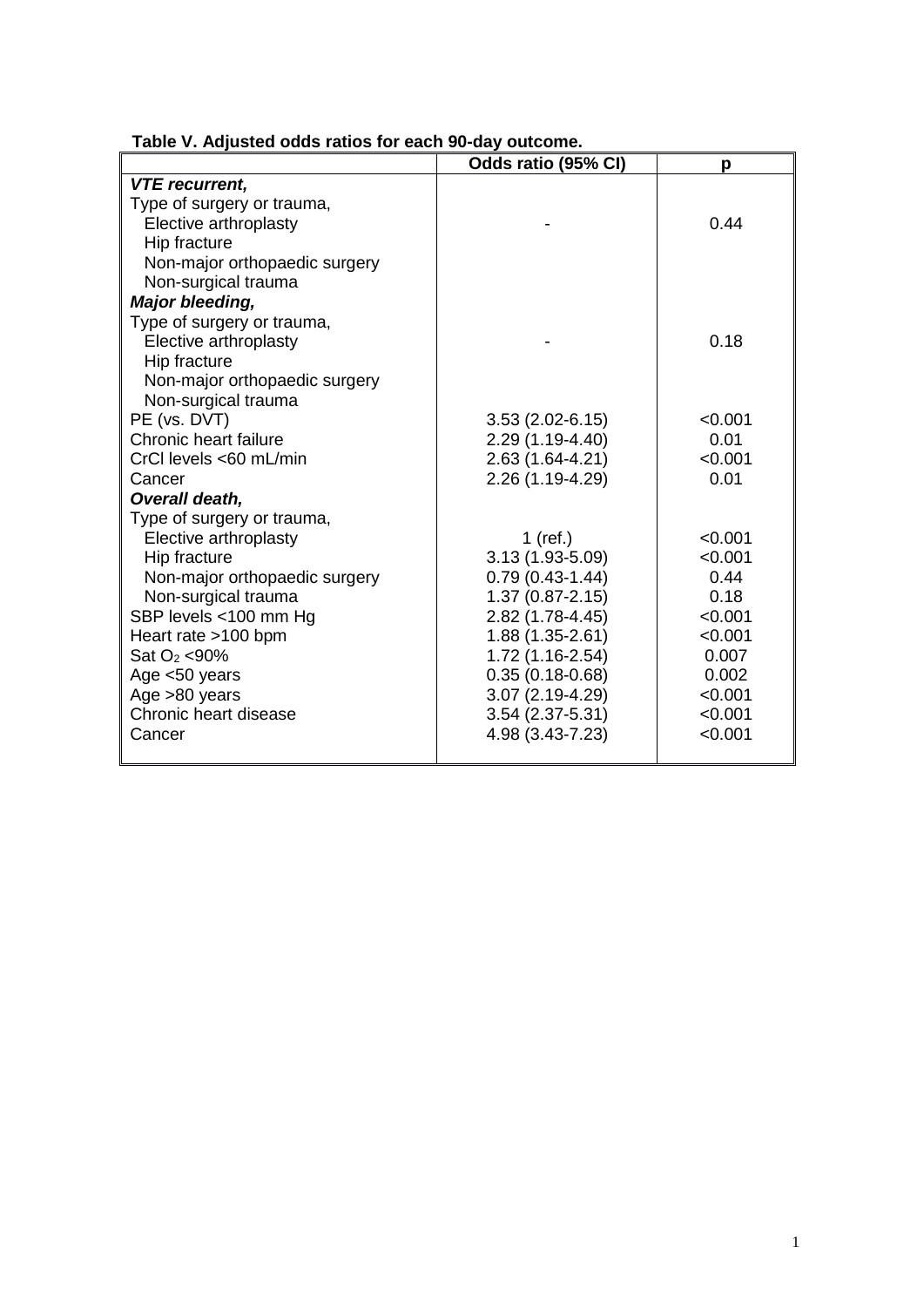**Table V. Adjusted odds ratios for each 90-day outcome.**

| | Odds ratio (95% CI) | p |
|---|---|---|
| ***VTE recurrent,*** | | |
| Type of surgery or trauma, | | |
| Elective arthroplasty | - | 0.44 |
| Hip fracture | | |
| Non-major orthopaedic surgery | | |
| Non-surgical trauma | | |
| ***Major bleeding,*** | | |
| Type of surgery or trauma, | | |
| Elective arthroplasty | - | 0.18 |
| Hip fracture | | |
| Non-major orthopaedic surgery | | |
| Non-surgical trauma | | |
| PE (vs. DVT) | 3.53 (2.02-6.15) | <0.001 |
| Chronic heart failure | 2.29 (1.19-4.40) | 0.01 |
| CrCl levels <60 mL/min | 2.63 (1.64-4.21) | <0.001 |
| Cancer | 2.26 (1.19-4.29) | 0.01 |
| ***Overall death,*** | | |
| Type of surgery or trauma, | | |
| Elective arthroplasty | 1 (ref.) | <0.001 |
| Hip fracture | 3.13 (1.93-5.09) | <0.001 |
| Non-major orthopaedic surgery | 0.79 (0.43-1.44) | 0.44 |
| Non-surgical trauma | 1.37 (0.87-2.15) | 0.18 |
| SBP levels <100 mm Hg | 2.82 (1.78-4.45) | <0.001 |
| Heart rate >100 bpm | 1.88 (1.35-2.61) | <0.001 |
| Sat $O_2$ <90% | 1.72 (1.16-2.54) | 0.007 |
| Age <50 years | 0.35 (0.18-0.68) | 0.002 |
| Age >80 years | 3.07 (2.19-4.29) | <0.001 |
| Chronic heart disease | 3.54 (2.37-5.31) | <0.001 |
| Cancer | 4.98 (3.43-7.23) | <0.001 |